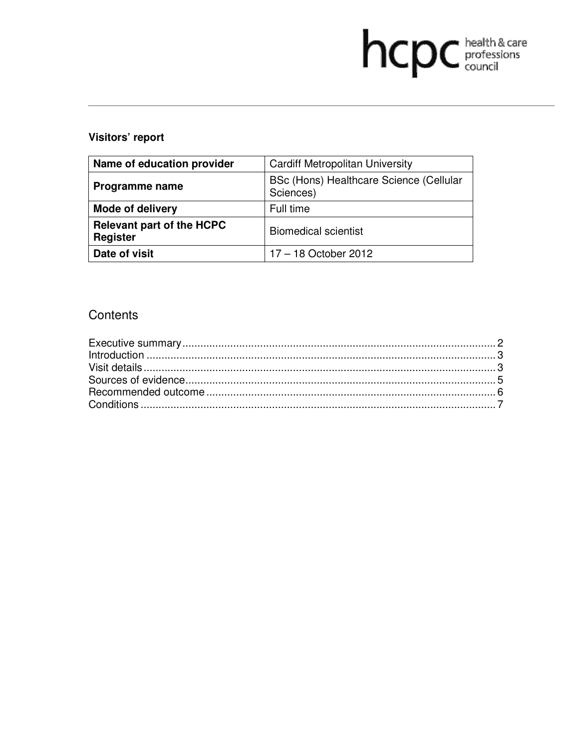hcpc health & care professions council

## Visitors' report

| Name of education provider | Cardiff Metropolitan University |
|---|---|
| **Programme name** | BSc (Hons) Healthcare Science (Cellular Sciences) |
| **Mode of delivery** | Full time |
| **Relevant part of the HCPC Register** | Biomedical scientist |
| **Date of visit** | 17 – 18 October 2012 |

## Contents

Executive summary ........ 2
Introduction ........ 3
Visit details ........ 3
Sources of evidence ........ 5
Recommended outcome ........ 6
Conditions ........ 7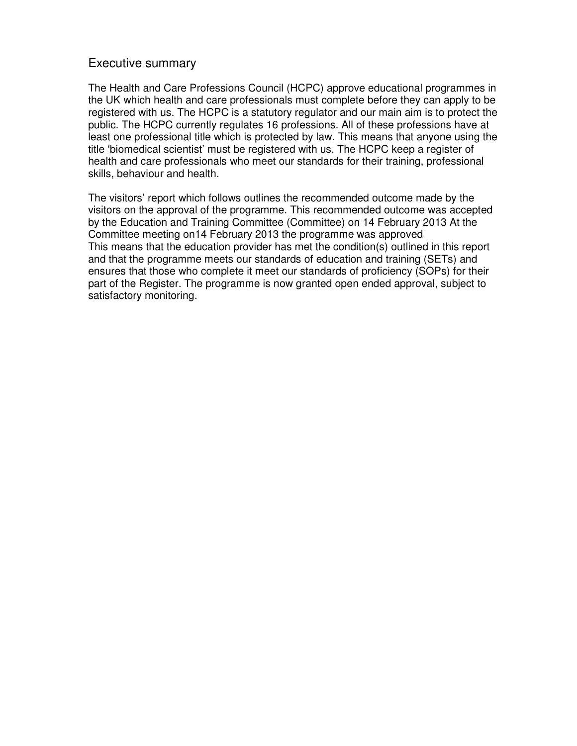## Executive summary

The Health and Care Professions Council (HCPC) approve educational programmes in the UK which health and care professionals must complete before they can apply to be registered with us. The HCPC is a statutory regulator and our main aim is to protect the public. The HCPC currently regulates 16 professions. All of these professions have at least one professional title which is protected by law. This means that anyone using the title 'biomedical scientist' must be registered with us. The HCPC keep a register of health and care professionals who meet our standards for their training, professional skills, behaviour and health.

The visitors' report which follows outlines the recommended outcome made by the visitors on the approval of the programme. This recommended outcome was accepted by the Education and Training Committee (Committee) on 14 February 2013 At the Committee meeting on14 February 2013 the programme was approved
This means that the education provider has met the condition(s) outlined in this report and that the programme meets our standards of education and training (SETs) and ensures that those who complete it meet our standards of proficiency (SOPs) for their part of the Register. The programme is now granted open ended approval, subject to satisfactory monitoring.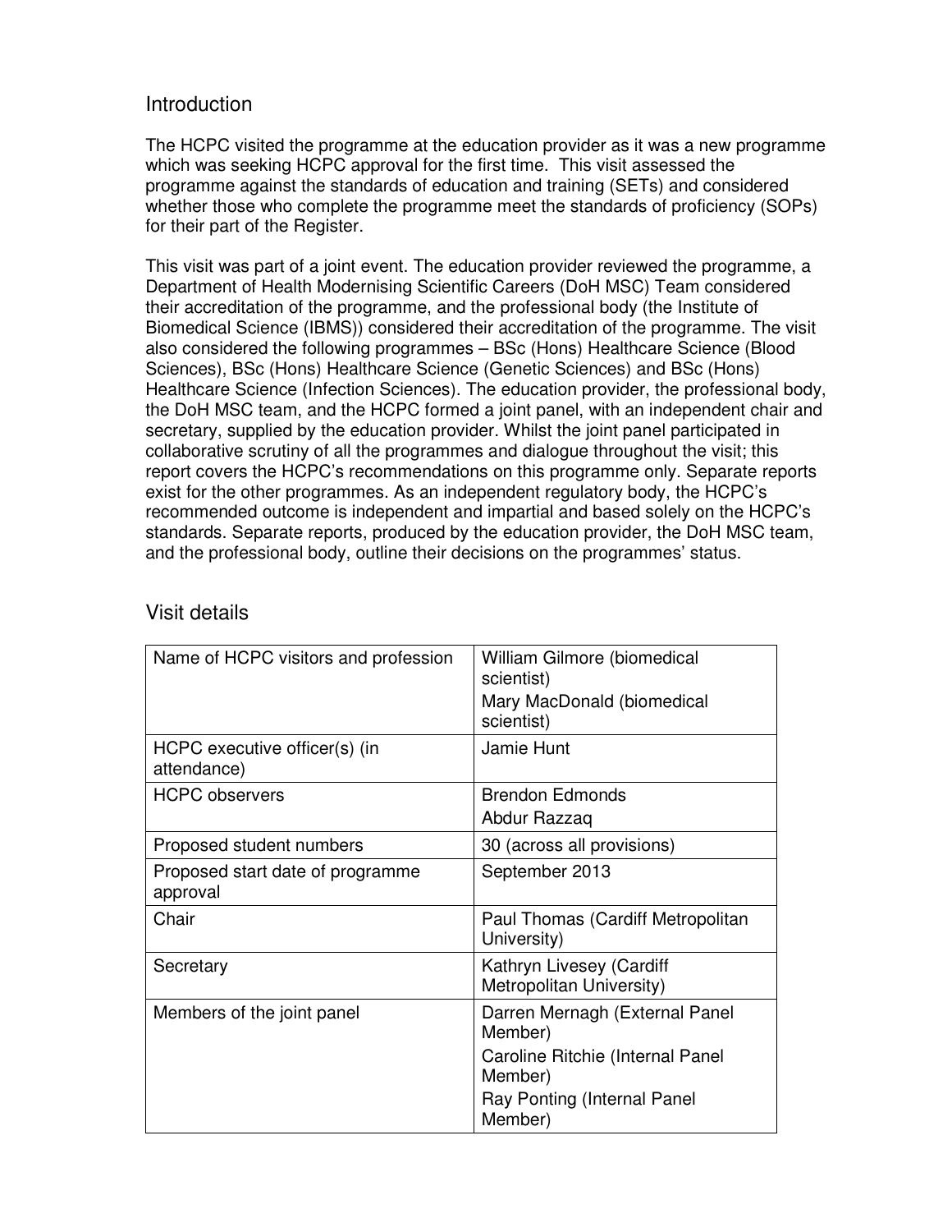## Introduction

The HCPC visited the programme at the education provider as it was a new programme which was seeking HCPC approval for the first time. This visit assessed the programme against the standards of education and training (SETs) and considered whether those who complete the programme meet the standards of proficiency (SOPs) for their part of the Register.

This visit was part of a joint event. The education provider reviewed the programme, a Department of Health Modernising Scientific Careers (DoH MSC) Team considered their accreditation of the programme, and the professional body (the Institute of Biomedical Science (IBMS)) considered their accreditation of the programme. The visit also considered the following programmes – BSc (Hons) Healthcare Science (Blood Sciences), BSc (Hons) Healthcare Science (Genetic Sciences) and BSc (Hons) Healthcare Science (Infection Sciences). The education provider, the professional body, the DoH MSC team, and the HCPC formed a joint panel, with an independent chair and secretary, supplied by the education provider. Whilst the joint panel participated in collaborative scrutiny of all the programmes and dialogue throughout the visit; this report covers the HCPC's recommendations on this programme only. Separate reports exist for the other programmes. As an independent regulatory body, the HCPC's recommended outcome is independent and impartial and based solely on the HCPC's standards. Separate reports, produced by the education provider, the DoH MSC team, and the professional body, outline their decisions on the programmes' status.

## Visit details

| | |
|---|---|
| Name of HCPC visitors and profession | William Gilmore (biomedical scientist)<br>Mary MacDonald (biomedical scientist) |
| HCPC executive officer(s) (in attendance) | Jamie Hunt |
| HCPC observers | Brendon Edmonds<br>Abdur Razzaq |
| Proposed student numbers | 30 (across all provisions) |
| Proposed start date of programme approval | September 2013 |
| Chair | Paul Thomas (Cardiff Metropolitan University) |
| Secretary | Kathryn Livesey (Cardiff Metropolitan University) |
| Members of the joint panel | Darren Mernagh (External Panel Member)<br>Caroline Ritchie (Internal Panel Member)<br>Ray Ponting (Internal Panel Member) |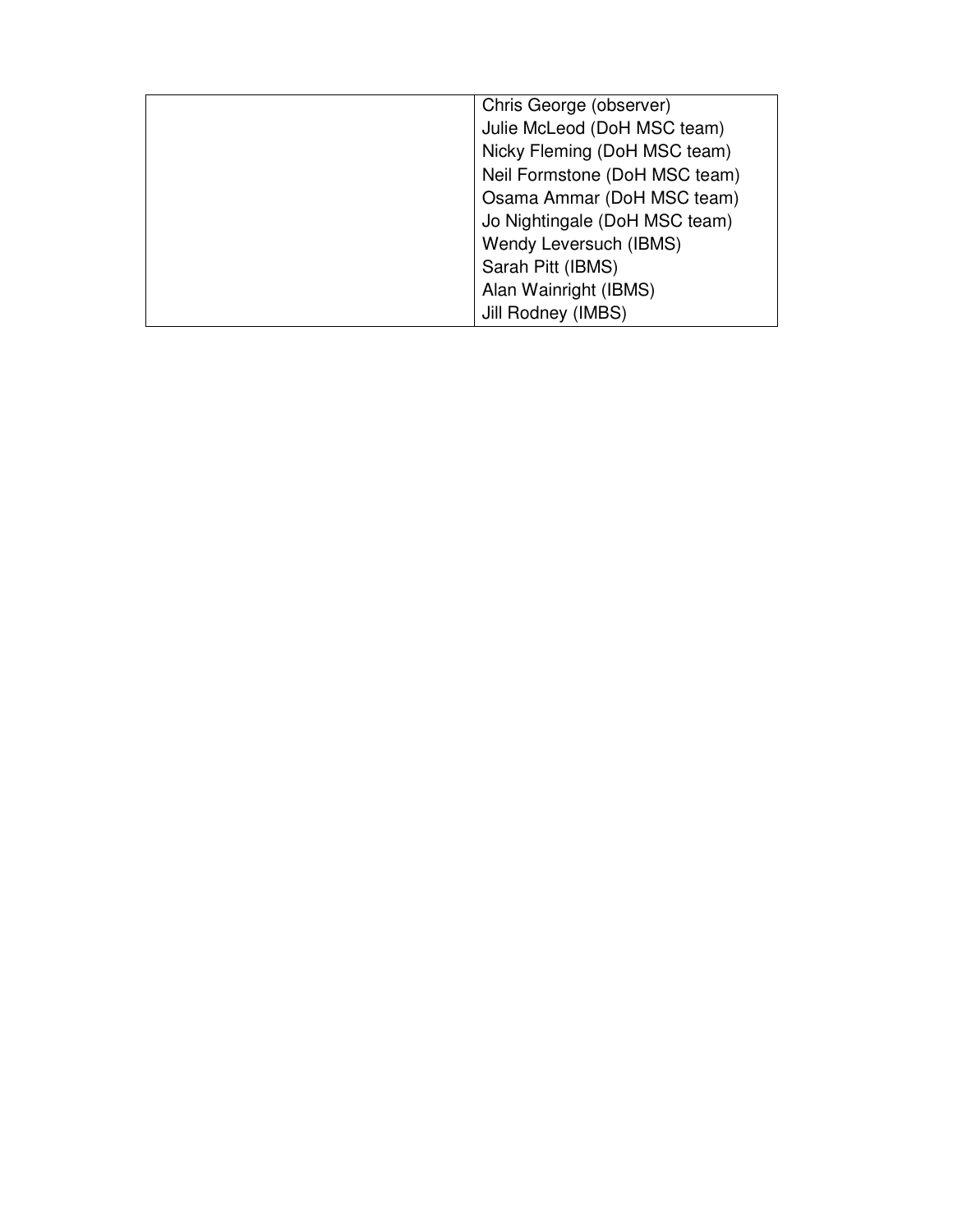| | |
|---|---|
| | Chris George (observer)<br>Julie McLeod (DoH MSC team)<br>Nicky Fleming (DoH MSC team)<br>Neil Formstone (DoH MSC team)<br>Osama Ammar (DoH MSC team)<br>Jo Nightingale (DoH MSC team)<br>Wendy Leversuch (IBMS)<br>Sarah Pitt (IBMS)<br>Alan Wainright (IBMS)<br>Jill Rodney (IMBS) |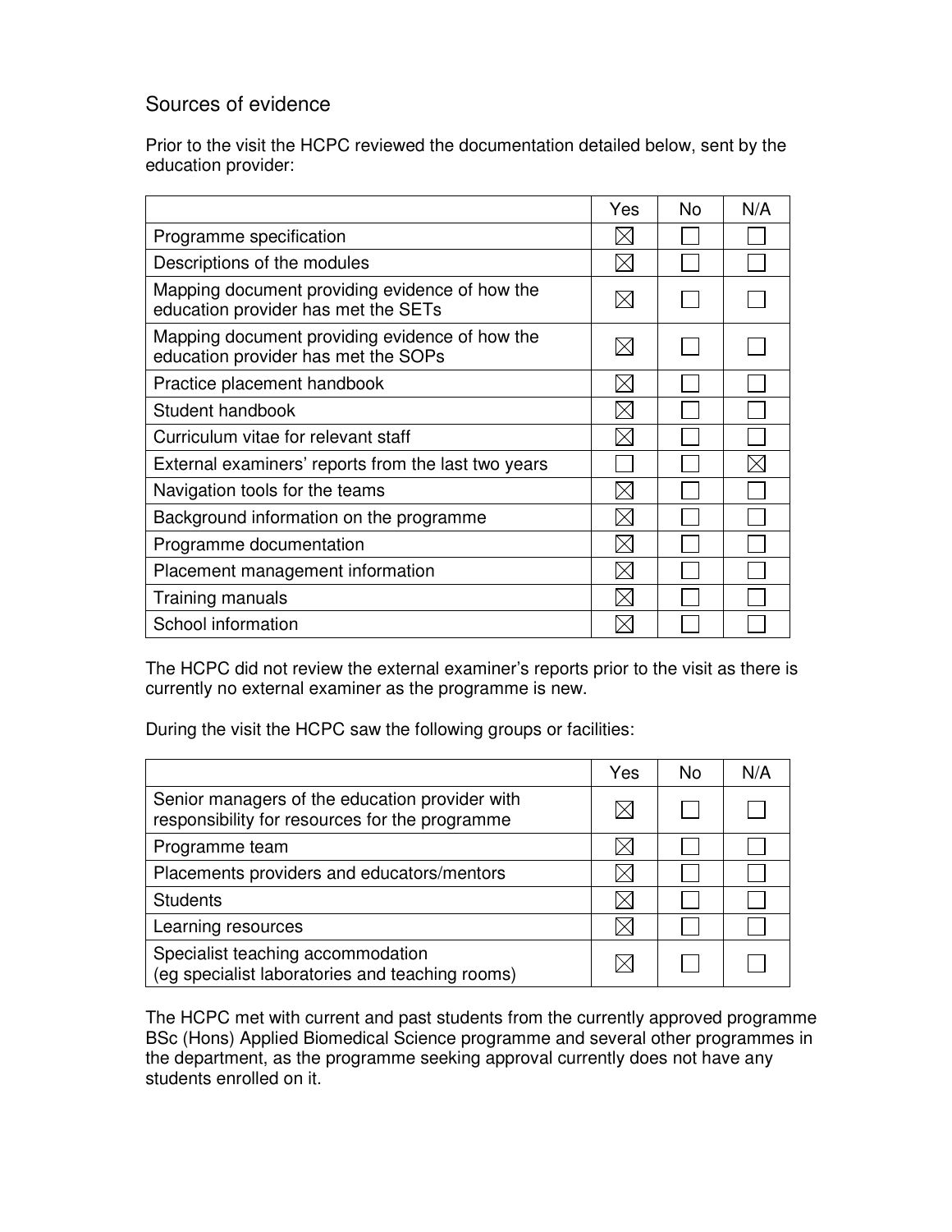## Sources of evidence

Prior to the visit the HCPC reviewed the documentation detailed below, sent by the education provider:

| | Yes | No | N/A |
|---|---|---|---|
| Programme specification | ☒ | ☐ | ☐ |
| Descriptions of the modules | ☒ | ☐ | ☐ |
| Mapping document providing evidence of how the education provider has met the SETs | ☒ | ☐ | ☐ |
| Mapping document providing evidence of how the education provider has met the SOPs | ☒ | ☐ | ☐ |
| Practice placement handbook | ☒ | ☐ | ☐ |
| Student handbook | ☒ | ☐ | ☐ |
| Curriculum vitae for relevant staff | ☒ | ☐ | ☐ |
| External examiners' reports from the last two years | ☐ | ☐ | ☒ |
| Navigation tools for the teams | ☒ | ☐ | ☐ |
| Background information on the programme | ☒ | ☐ | ☐ |
| Programme documentation | ☒ | ☐ | ☐ |
| Placement management information | ☒ | ☐ | ☐ |
| Training manuals | ☒ | ☐ | ☐ |
| School information | ☒ | ☐ | ☐ |

The HCPC did not review the external examiner's reports prior to the visit as there is currently no external examiner as the programme is new.

During the visit the HCPC saw the following groups or facilities:

| | Yes | No | N/A |
|---|---|---|---|
| Senior managers of the education provider with responsibility for resources for the programme | ☒ | ☐ | ☐ |
| Programme team | ☒ | ☐ | ☐ |
| Placements providers and educators/mentors | ☒ | ☐ | ☐ |
| Students | ☒ | ☐ | ☐ |
| Learning resources | ☒ | ☐ | ☐ |
| Specialist teaching accommodation (eg specialist laboratories and teaching rooms) | ☒ | ☐ | ☐ |

The HCPC met with current and past students from the currently approved programme BSc (Hons) Applied Biomedical Science programme and several other programmes in the department, as the programme seeking approval currently does not have any students enrolled on it.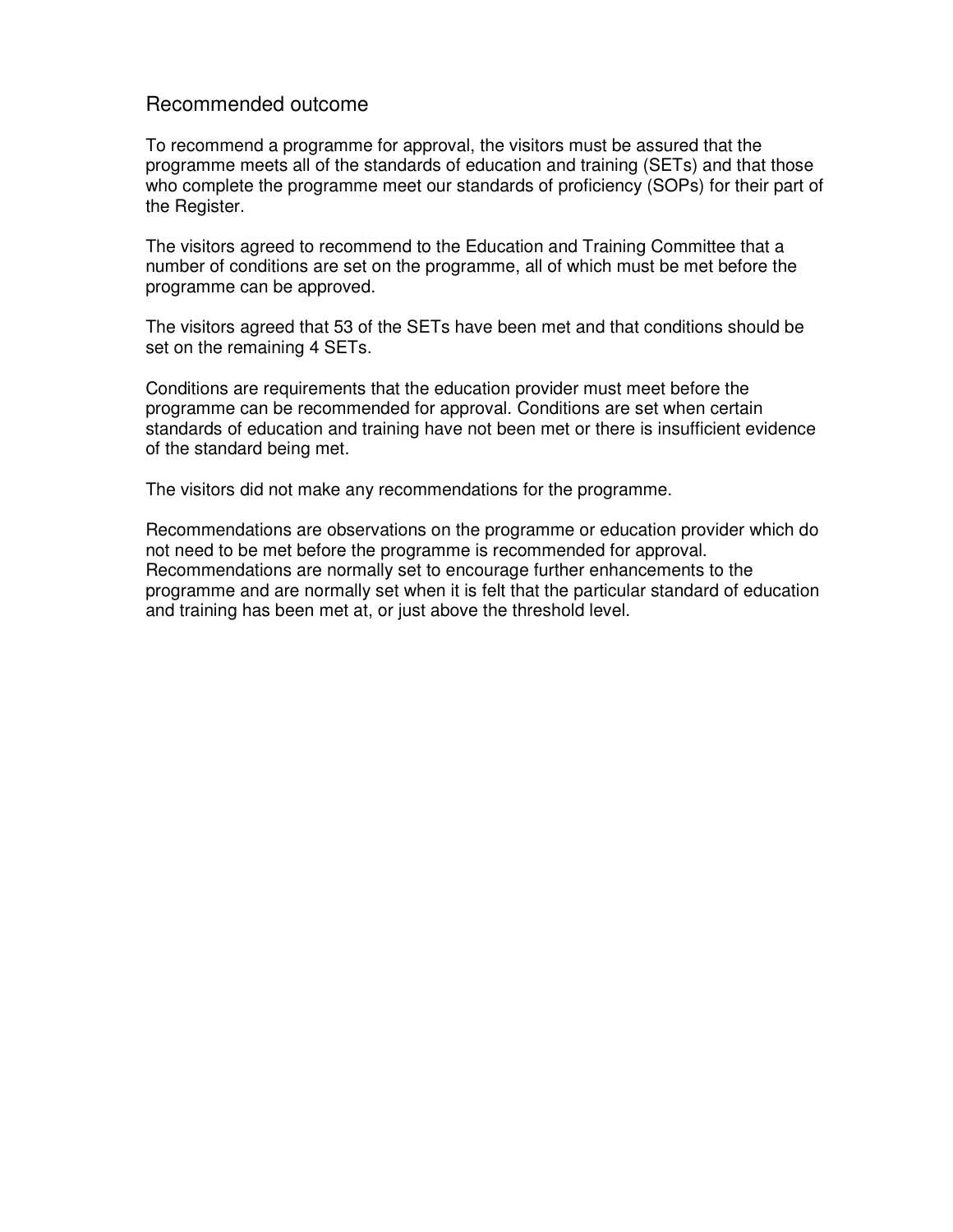## Recommended outcome

To recommend a programme for approval, the visitors must be assured that the programme meets all of the standards of education and training (SETs) and that those who complete the programme meet our standards of proficiency (SOPs) for their part of the Register.

The visitors agreed to recommend to the Education and Training Committee that a number of conditions are set on the programme, all of which must be met before the programme can be approved.

The visitors agreed that 53 of the SETs have been met and that conditions should be set on the remaining 4 SETs.

Conditions are requirements that the education provider must meet before the programme can be recommended for approval. Conditions are set when certain standards of education and training have not been met or there is insufficient evidence of the standard being met.

The visitors did not make any recommendations for the programme.

Recommendations are observations on the programme or education provider which do not need to be met before the programme is recommended for approval. Recommendations are normally set to encourage further enhancements to the programme and are normally set when it is felt that the particular standard of education and training has been met at, or just above the threshold level.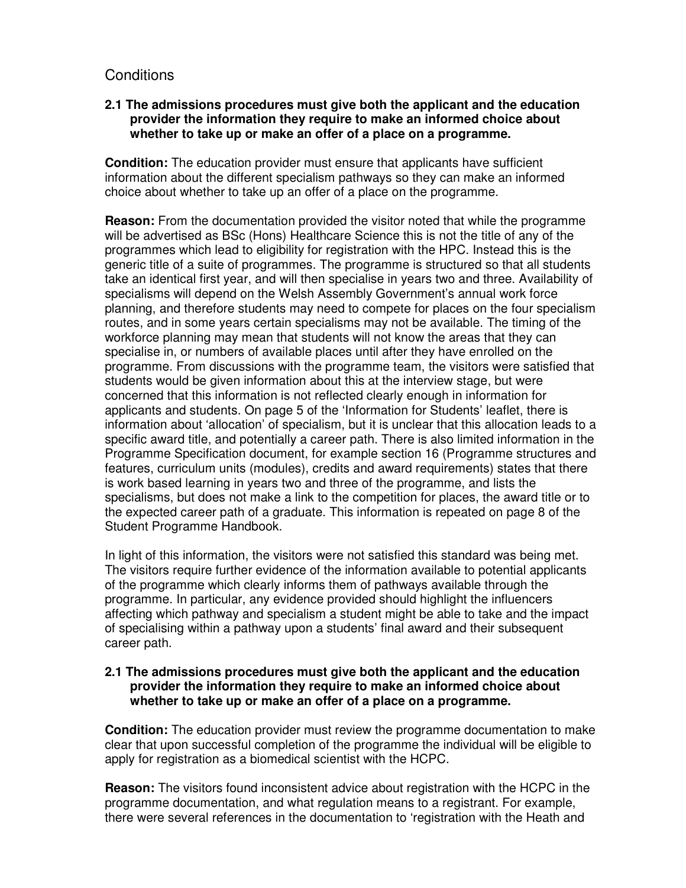## Conditions

**2.1 The admissions procedures must give both the applicant and the education provider the information they require to make an informed choice about whether to take up or make an offer of a place on a programme.**

**Condition:** The education provider must ensure that applicants have sufficient information about the different specialism pathways so they can make an informed choice about whether to take up an offer of a place on the programme.

**Reason:** From the documentation provided the visitor noted that while the programme will be advertised as BSc (Hons) Healthcare Science this is not the title of any of the programmes which lead to eligibility for registration with the HPC. Instead this is the generic title of a suite of programmes. The programme is structured so that all students take an identical first year, and will then specialise in years two and three. Availability of specialisms will depend on the Welsh Assembly Government's annual work force planning, and therefore students may need to compete for places on the four specialism routes, and in some years certain specialisms may not be available. The timing of the workforce planning may mean that students will not know the areas that they can specialise in, or numbers of available places until after they have enrolled on the programme. From discussions with the programme team, the visitors were satisfied that students would be given information about this at the interview stage, but were concerned that this information is not reflected clearly enough in information for applicants and students. On page 5 of the 'Information for Students' leaflet, there is information about 'allocation' of specialism, but it is unclear that this allocation leads to a specific award title, and potentially a career path. There is also limited information in the Programme Specification document, for example section 16 (Programme structures and features, curriculum units (modules), credits and award requirements) states that there is work based learning in years two and three of the programme, and lists the specialisms, but does not make a link to the competition for places, the award title or to the expected career path of a graduate. This information is repeated on page 8 of the Student Programme Handbook.

In light of this information, the visitors were not satisfied this standard was being met. The visitors require further evidence of the information available to potential applicants of the programme which clearly informs them of pathways available through the programme. In particular, any evidence provided should highlight the influencers affecting which pathway and specialism a student might be able to take and the impact of specialising within a pathway upon a students' final award and their subsequent career path.

**2.1 The admissions procedures must give both the applicant and the education provider the information they require to make an informed choice about whether to take up or make an offer of a place on a programme.**

**Condition:** The education provider must review the programme documentation to make clear that upon successful completion of the programme the individual will be eligible to apply for registration as a biomedical scientist with the HCPC.

**Reason:** The visitors found inconsistent advice about registration with the HCPC in the programme documentation, and what regulation means to a registrant. For example, there were several references in the documentation to 'registration with the Heath and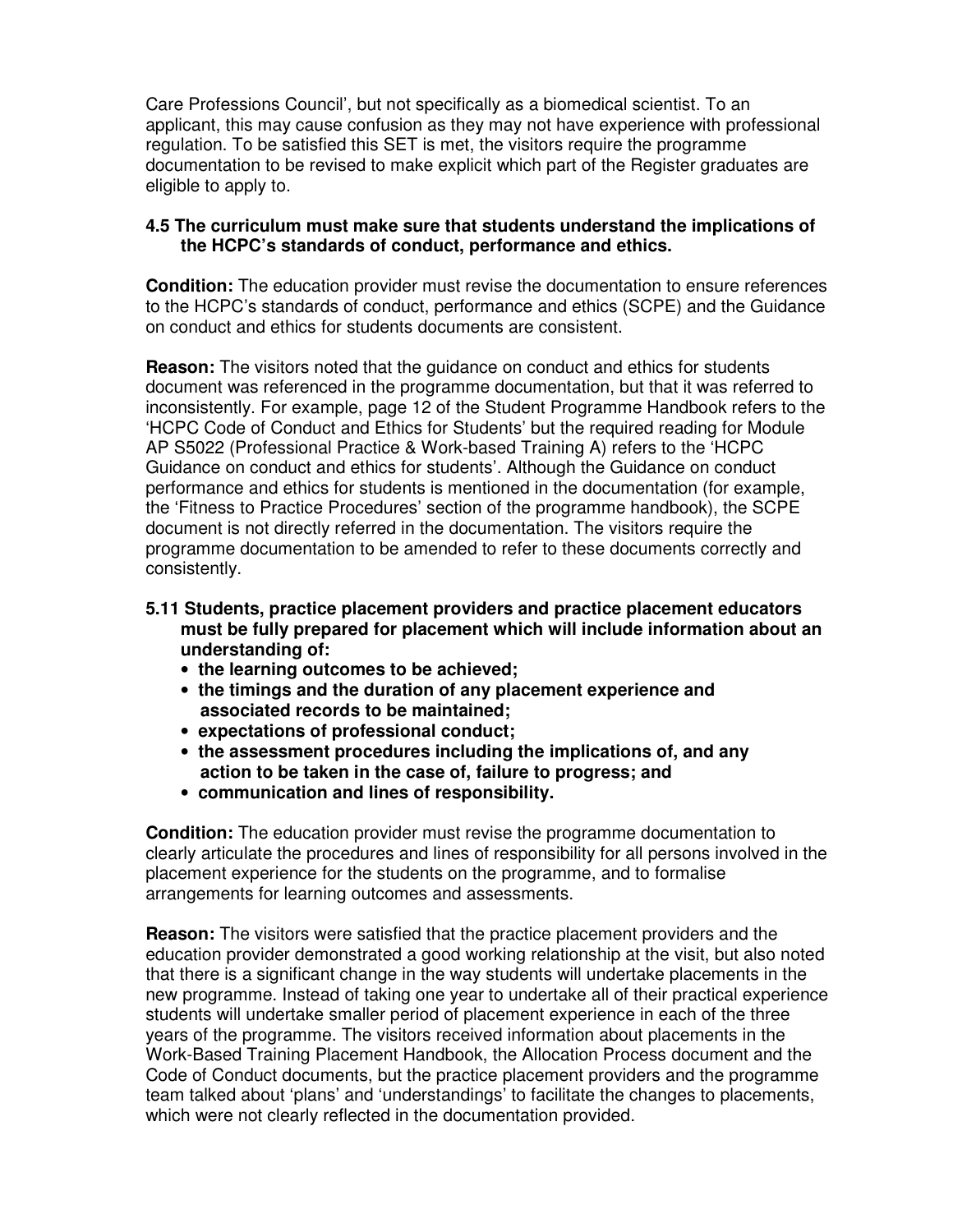Care Professions Council', but not specifically as a biomedical scientist. To an applicant, this may cause confusion as they may not have experience with professional regulation. To be satisfied this SET is met, the visitors require the programme documentation to be revised to make explicit which part of the Register graduates are eligible to apply to.

**4.5 The curriculum must make sure that students understand the implications of the HCPC's standards of conduct, performance and ethics.**

**Condition:** The education provider must revise the documentation to ensure references to the HCPC's standards of conduct, performance and ethics (SCPE) and the Guidance on conduct and ethics for students documents are consistent.

**Reason:** The visitors noted that the guidance on conduct and ethics for students document was referenced in the programme documentation, but that it was referred to inconsistently. For example, page 12 of the Student Programme Handbook refers to the 'HCPC Code of Conduct and Ethics for Students' but the required reading for Module AP S5022 (Professional Practice & Work-based Training A) refers to the 'HCPC Guidance on conduct and ethics for students'. Although the Guidance on conduct performance and ethics for students is mentioned in the documentation (for example, the 'Fitness to Practice Procedures' section of the programme handbook), the SCPE document is not directly referred in the documentation. The visitors require the programme documentation to be amended to refer to these documents correctly and consistently.

**5.11 Students, practice placement providers and practice placement educators must be fully prepared for placement which will include information about an understanding of:**
- **the learning outcomes to be achieved;**
- **the timings and the duration of any placement experience and associated records to be maintained;**
- **expectations of professional conduct;**
- **the assessment procedures including the implications of, and any action to be taken in the case of, failure to progress; and**
- **communication and lines of responsibility.**

**Condition:** The education provider must revise the programme documentation to clearly articulate the procedures and lines of responsibility for all persons involved in the placement experience for the students on the programme, and to formalise arrangements for learning outcomes and assessments.

**Reason:** The visitors were satisfied that the practice placement providers and the education provider demonstrated a good working relationship at the visit, but also noted that there is a significant change in the way students will undertake placements in the new programme. Instead of taking one year to undertake all of their practical experience students will undertake smaller period of placement experience in each of the three years of the programme. The visitors received information about placements in the Work-Based Training Placement Handbook, the Allocation Process document and the Code of Conduct documents, but the practice placement providers and the programme team talked about 'plans' and 'understandings' to facilitate the changes to placements, which were not clearly reflected in the documentation provided.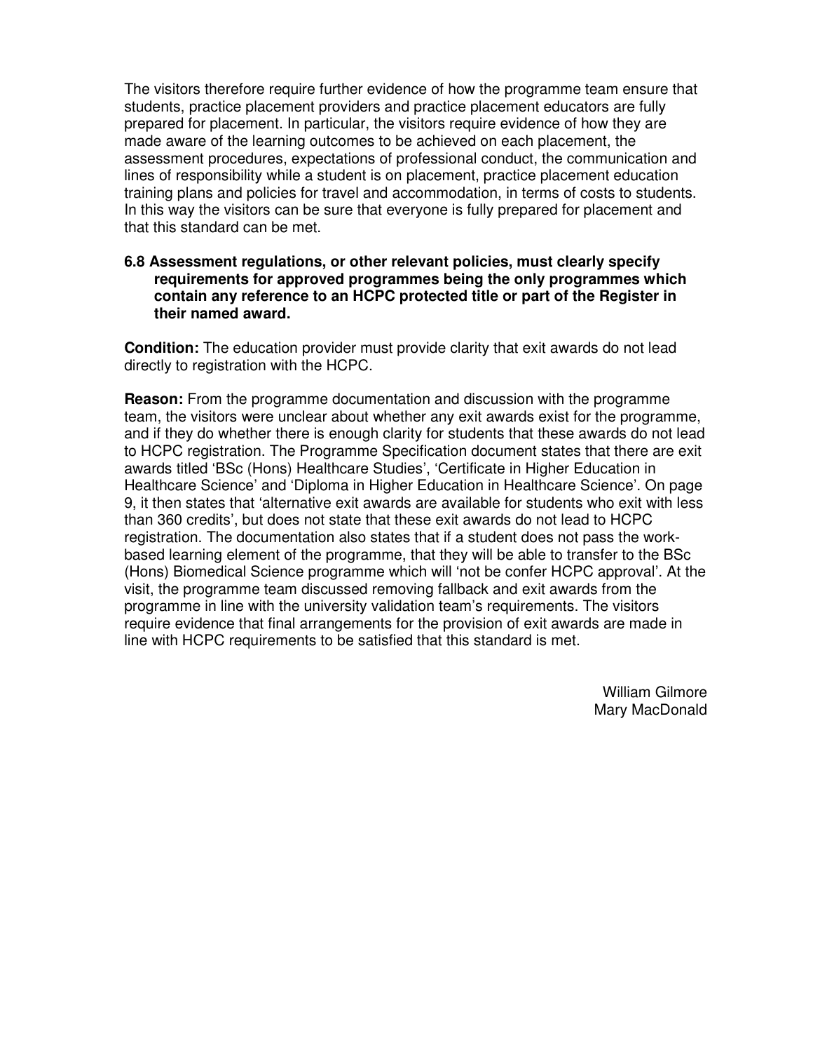The visitors therefore require further evidence of how the programme team ensure that students, practice placement providers and practice placement educators are fully prepared for placement. In particular, the visitors require evidence of how they are made aware of the learning outcomes to be achieved on each placement, the assessment procedures, expectations of professional conduct, the communication and lines of responsibility while a student is on placement, practice placement education training plans and policies for travel and accommodation, in terms of costs to students. In this way the visitors can be sure that everyone is fully prepared for placement and that this standard can be met.

**6.8 Assessment regulations, or other relevant policies, must clearly specify requirements for approved programmes being the only programmes which contain any reference to an HCPC protected title or part of the Register in their named award.**

**Condition:** The education provider must provide clarity that exit awards do not lead directly to registration with the HCPC.

**Reason:** From the programme documentation and discussion with the programme team, the visitors were unclear about whether any exit awards exist for the programme, and if they do whether there is enough clarity for students that these awards do not lead to HCPC registration. The Programme Specification document states that there are exit awards titled 'BSc (Hons) Healthcare Studies', 'Certificate in Higher Education in Healthcare Science' and 'Diploma in Higher Education in Healthcare Science'. On page 9, it then states that 'alternative exit awards are available for students who exit with less than 360 credits', but does not state that these exit awards do not lead to HCPC registration. The documentation also states that if a student does not pass the work-based learning element of the programme, that they will be able to transfer to the BSc (Hons) Biomedical Science programme which will 'not be confer HCPC approval'. At the visit, the programme team discussed removing fallback and exit awards from the programme in line with the university validation team's requirements. The visitors require evidence that final arrangements for the provision of exit awards are made in line with HCPC requirements to be satisfied that this standard is met.

William Gilmore
Mary MacDonald